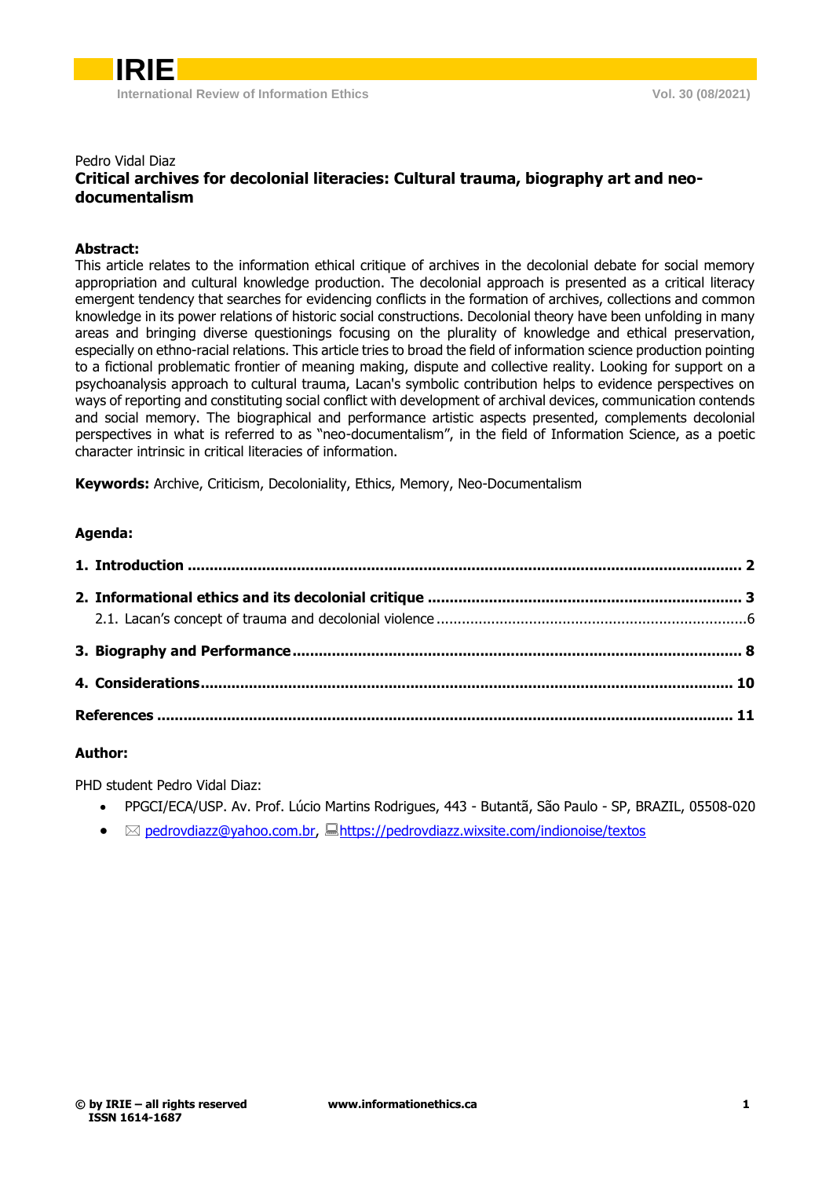Pedro Vidal Diaz

# Critical archives for decolonial literacies: Cultural trauma, biography art and neo-documentalism

**Abstract:**

This article relates to the information ethical critique of archives in the decolonial debate for social memory appropriation and cultural knowledge production. The decolonial approach is presented as a critical literacy emergent tendency that searches for evidencing conflicts in the formation of archives, collections and common knowledge in its power relations of historic social constructions. Decolonial theory have been unfolding in many areas and bringing diverse questionings focusing on the plurality of knowledge and ethical preservation, especially on ethno-racial relations. This article tries to broad the field of information science production pointing to a fictional problematic frontier of meaning making, dispute and collective reality. Looking for support on a psychoanalysis approach to cultural trauma, Lacan's symbolic contribution helps to evidence perspectives on ways of reporting and constituting social conflict with development of archival devices, communication contends and social memory. The biographical and performance artistic aspects presented, complements decolonial perspectives in what is referred to as "neo-documentalism", in the field of Information Science, as a poetic character intrinsic in critical literacies of information.

**Keywords:** Archive, Criticism, Decoloniality, Ethics, Memory, Neo-Documentalism

**Agenda:**

**1. Introduction** .... 2

**2. Informational ethics and its decolonial critique** .... 3

2.1. Lacan's concept of trauma and decolonial violence .... 6

**3. Biography and Performance** .... 8

**4. Considerations** .... 10

**References** .... 11

**Author:**

PHD student Pedro Vidal Diaz:

- PPGCI/ECA/USP. Av. Prof. Lúcio Martins Rodrigues, 443 - Butantã, São Paulo - SP, BRAZIL, 05508-020
- ✉ pedrovdiazz@yahoo.com.br, 💻 https://pedrovdiazz.wixsite.com/indionoise/textos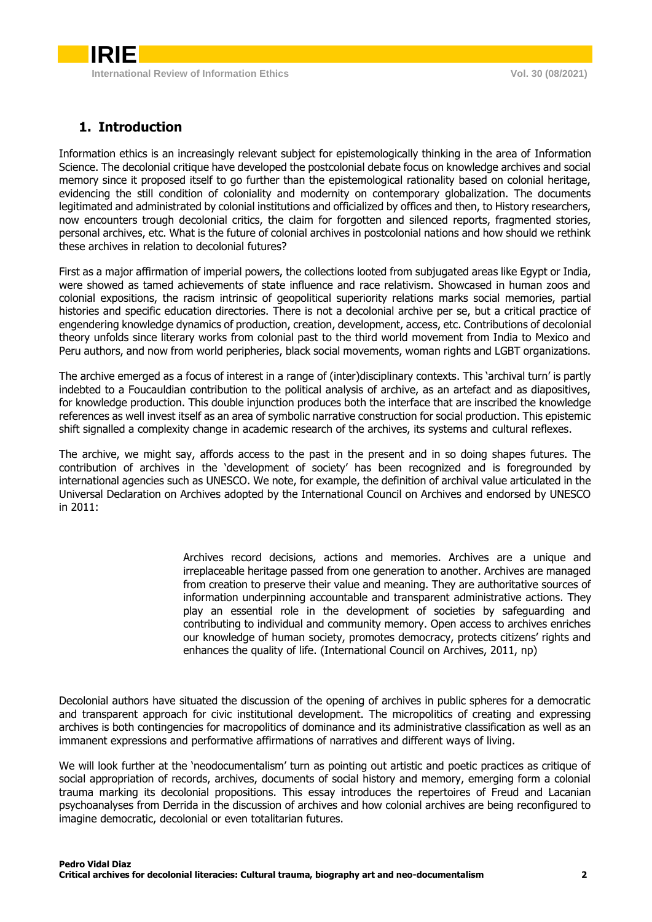## 1. Introduction

Information ethics is an increasingly relevant subject for epistemologically thinking in the area of Information Science. The decolonial critique have developed the postcolonial debate focus on knowledge archives and social memory since it proposed itself to go further than the epistemological rationality based on colonial heritage, evidencing the still condition of coloniality and modernity on contemporary globalization. The documents legitimated and administrated by colonial institutions and officialized by offices and then, to History researchers, now encounters trough decolonial critics, the claim for forgotten and silenced reports, fragmented stories, personal archives, etc. What is the future of colonial archives in postcolonial nations and how should we rethink these archives in relation to decolonial futures?

First as a major affirmation of imperial powers, the collections looted from subjugated areas like Egypt or India, were showed as tamed achievements of state influence and race relativism. Showcased in human zoos and colonial expositions, the racism intrinsic of geopolitical superiority relations marks social memories, partial histories and specific education directories. There is not a decolonial archive per se, but a critical practice of engendering knowledge dynamics of production, creation, development, access, etc. Contributions of decolonial theory unfolds since literary works from colonial past to the third world movement from India to Mexico and Peru authors, and now from world peripheries, black social movements, woman rights and LGBT organizations.

The archive emerged as a focus of interest in a range of (inter)disciplinary contexts. This 'archival turn' is partly indebted to a Foucauldian contribution to the political analysis of archive, as an artefact and as diapositives, for knowledge production. This double injunction produces both the interface that are inscribed the knowledge references as well invest itself as an area of symbolic narrative construction for social production. This epistemic shift signalled a complexity change in academic research of the archives, its systems and cultural reflexes.

The archive, we might say, affords access to the past in the present and in so doing shapes futures. The contribution of archives in the 'development of society' has been recognized and is foregrounded by international agencies such as UNESCO. We note, for example, the definition of archival value articulated in the Universal Declaration on Archives adopted by the International Council on Archives and endorsed by UNESCO in 2011:

> Archives record decisions, actions and memories. Archives are a unique and irreplaceable heritage passed from one generation to another. Archives are managed from creation to preserve their value and meaning. They are authoritative sources of information underpinning accountable and transparent administrative actions. They play an essential role in the development of societies by safeguarding and contributing to individual and community memory. Open access to archives enriches our knowledge of human society, promotes democracy, protects citizens' rights and enhances the quality of life. (International Council on Archives, 2011, np)

Decolonial authors have situated the discussion of the opening of archives in public spheres for a democratic and transparent approach for civic institutional development. The micropolitics of creating and expressing archives is both contingencies for macropolitics of dominance and its administrative classification as well as an immanent expressions and performative affirmations of narratives and different ways of living.

We will look further at the 'neodocumentalism' turn as pointing out artistic and poetic practices as critique of social appropriation of records, archives, documents of social history and memory, emerging form a colonial trauma marking its decolonial propositions. This essay introduces the repertoires of Freud and Lacanian psychoanalyses from Derrida in the discussion of archives and how colonial archives are being reconfigured to imagine democratic, decolonial or even totalitarian futures.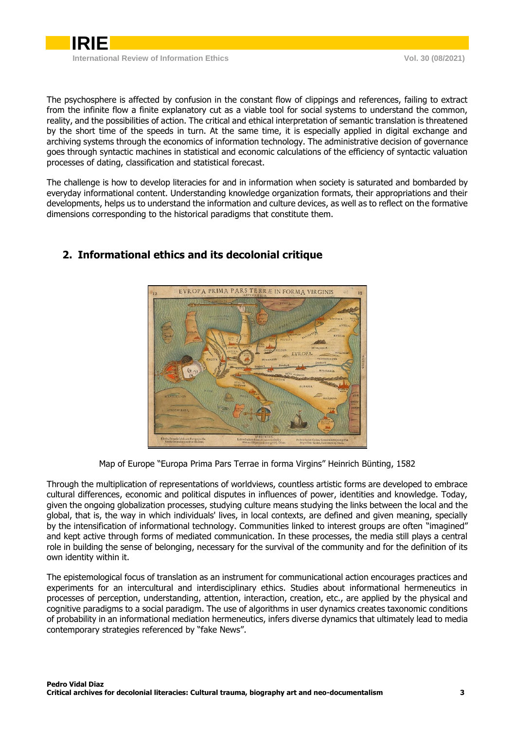The psychosphere is affected by confusion in the constant flow of clippings and references, failing to extract from the infinite flow a finite explanatory cut as a viable tool for social systems to understand the common, reality, and the possibilities of action. The critical and ethical interpretation of semantic translation is threatened by the short time of the speeds in turn. At the same time, it is especially applied in digital exchange and archiving systems through the economics of information technology. The administrative decision of governance goes through syntactic machines in statistical and economic calculations of the efficiency of syntactic valuation processes of dating, classification and statistical forecast.

The challenge is how to develop literacies for and in information when society is saturated and bombarded by everyday informational content. Understanding knowledge organization formats, their appropriations and their developments, helps us to understand the information and culture devices, as well as to reflect on the formative dimensions corresponding to the historical paradigms that constitute them.

## 2. Informational ethics and its decolonial critique

Map of Europe "Europa Prima Pars Terrae in forma Virgins" Heinrich Bünting, 1582

Through the multiplication of representations of worldviews, countless artistic forms are developed to embrace cultural differences, economic and political disputes in influences of power, identities and knowledge. Today, given the ongoing globalization processes, studying culture means studying the links between the local and the global, that is, the way in which individuals' lives, in local contexts, are defined and given meaning, specially by the intensification of informational technology. Communities linked to interest groups are often "imagined" and kept active through forms of mediated communication. In these processes, the media still plays a central role in building the sense of belonging, necessary for the survival of the community and for the definition of its own identity within it.

The epistemological focus of translation as an instrument for communicational action encourages practices and experiments for an intercultural and interdisciplinary ethics. Studies about informational hermeneutics in processes of perception, understanding, attention, interaction, creation, etc., are applied by the physical and cognitive paradigms to a social paradigm. The use of algorithms in user dynamics creates taxonomic conditions of probability in an informational mediation hermeneutics, infers diverse dynamics that ultimately lead to media contemporary strategies referenced by "fake News".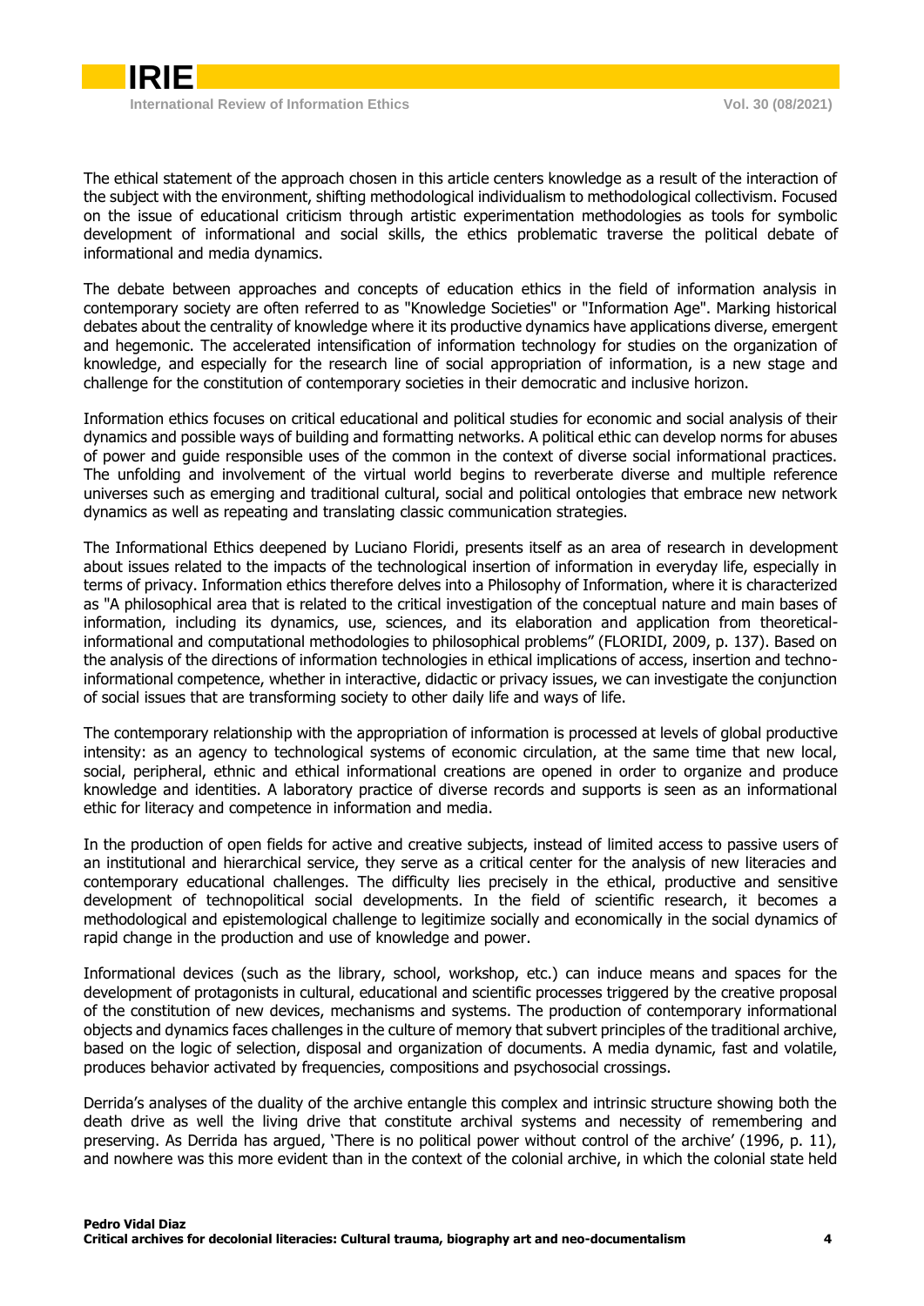The ethical statement of the approach chosen in this article centers knowledge as a result of the interaction of the subject with the environment, shifting methodological individualism to methodological collectivism. Focused on the issue of educational criticism through artistic experimentation methodologies as tools for symbolic development of informational and social skills, the ethics problematic traverse the political debate of informational and media dynamics.

The debate between approaches and concepts of education ethics in the field of information analysis in contemporary society are often referred to as "Knowledge Societies" or "Information Age". Marking historical debates about the centrality of knowledge where it its productive dynamics have applications diverse, emergent and hegemonic. The accelerated intensification of information technology for studies on the organization of knowledge, and especially for the research line of social appropriation of information, is a new stage and challenge for the constitution of contemporary societies in their democratic and inclusive horizon.

Information ethics focuses on critical educational and political studies for economic and social analysis of their dynamics and possible ways of building and formatting networks. A political ethic can develop norms for abuses of power and guide responsible uses of the common in the context of diverse social informational practices. The unfolding and involvement of the virtual world begins to reverberate diverse and multiple reference universes such as emerging and traditional cultural, social and political ontologies that embrace new network dynamics as well as repeating and translating classic communication strategies.

The Informational Ethics deepened by Luciano Floridi, presents itself as an area of research in development about issues related to the impacts of the technological insertion of information in everyday life, especially in terms of privacy. Information ethics therefore delves into a Philosophy of Information, where it is characterized as "A philosophical area that is related to the critical investigation of the conceptual nature and main bases of information, including its dynamics, use, sciences, and its elaboration and application from theoretical-informational and computational methodologies to philosophical problems" (FLORIDI, 2009, p. 137). Based on the analysis of the directions of information technologies in ethical implications of access, insertion and techno-informational competence, whether in interactive, didactic or privacy issues, we can investigate the conjunction of social issues that are transforming society to other daily life and ways of life.

The contemporary relationship with the appropriation of information is processed at levels of global productive intensity: as an agency to technological systems of economic circulation, at the same time that new local, social, peripheral, ethnic and ethical informational creations are opened in order to organize and produce knowledge and identities. A laboratory practice of diverse records and supports is seen as an informational ethic for literacy and competence in information and media.

In the production of open fields for active and creative subjects, instead of limited access to passive users of an institutional and hierarchical service, they serve as a critical center for the analysis of new literacies and contemporary educational challenges. The difficulty lies precisely in the ethical, productive and sensitive development of technopolitical social developments. In the field of scientific research, it becomes a methodological and epistemological challenge to legitimize socially and economically in the social dynamics of rapid change in the production and use of knowledge and power.

Informational devices (such as the library, school, workshop, etc.) can induce means and spaces for the development of protagonists in cultural, educational and scientific processes triggered by the creative proposal of the constitution of new devices, mechanisms and systems. The production of contemporary informational objects and dynamics faces challenges in the culture of memory that subvert principles of the traditional archive, based on the logic of selection, disposal and organization of documents. A media dynamic, fast and volatile, produces behavior activated by frequencies, compositions and psychosocial crossings.

Derrida's analyses of the duality of the archive entangle this complex and intrinsic structure showing both the death drive as well the living drive that constitute archival systems and necessity of remembering and preserving. As Derrida has argued, 'There is no political power without control of the archive' (1996, p. 11), and nowhere was this more evident than in the context of the colonial archive, in which the colonial state held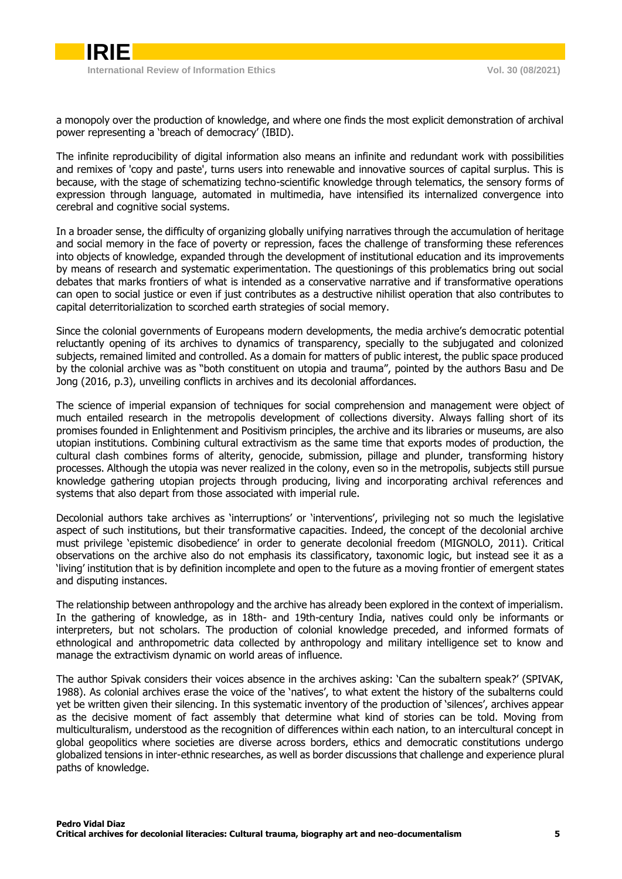a monopoly over the production of knowledge, and where one finds the most explicit demonstration of archival power representing a 'breach of democracy' (IBID).

The infinite reproducibility of digital information also means an infinite and redundant work with possibilities and remixes of 'copy and paste', turns users into renewable and innovative sources of capital surplus. This is because, with the stage of schematizing techno-scientific knowledge through telematics, the sensory forms of expression through language, automated in multimedia, have intensified its internalized convergence into cerebral and cognitive social systems.

In a broader sense, the difficulty of organizing globally unifying narratives through the accumulation of heritage and social memory in the face of poverty or repression, faces the challenge of transforming these references into objects of knowledge, expanded through the development of institutional education and its improvements by means of research and systematic experimentation. The questionings of this problematics bring out social debates that marks frontiers of what is intended as a conservative narrative and if transformative operations can open to social justice or even if just contributes as a destructive nihilist operation that also contributes to capital deterritorialization to scorched earth strategies of social memory.

Since the colonial governments of Europeans modern developments, the media archive's democratic potential reluctantly opening of its archives to dynamics of transparency, specially to the subjugated and colonized subjects, remained limited and controlled. As a domain for matters of public interest, the public space produced by the colonial archive was as "both constituent on utopia and trauma", pointed by the authors Basu and De Jong (2016, p.3), unveiling conflicts in archives and its decolonial affordances.

The science of imperial expansion of techniques for social comprehension and management were object of much entailed research in the metropolis development of collections diversity. Always falling short of its promises founded in Enlightenment and Positivism principles, the archive and its libraries or museums, are also utopian institutions. Combining cultural extractivism as the same time that exports modes of production, the cultural clash combines forms of alterity, genocide, submission, pillage and plunder, transforming history processes. Although the utopia was never realized in the colony, even so in the metropolis, subjects still pursue knowledge gathering utopian projects through producing, living and incorporating archival references and systems that also depart from those associated with imperial rule.

Decolonial authors take archives as 'interruptions' or 'interventions', privileging not so much the legislative aspect of such institutions, but their transformative capacities. Indeed, the concept of the decolonial archive must privilege 'epistemic disobedience' in order to generate decolonial freedom (MIGNOLO, 2011). Critical observations on the archive also do not emphasis its classificatory, taxonomic logic, but instead see it as a 'living' institution that is by definition incomplete and open to the future as a moving frontier of emergent states and disputing instances.

The relationship between anthropology and the archive has already been explored in the context of imperialism. In the gathering of knowledge, as in 18th- and 19th-century India, natives could only be informants or interpreters, but not scholars. The production of colonial knowledge preceded, and informed formats of ethnological and anthropometric data collected by anthropology and military intelligence set to know and manage the extractivism dynamic on world areas of influence.

The author Spivak considers their voices absence in the archives asking: 'Can the subaltern speak?' (SPIVAK, 1988). As colonial archives erase the voice of the 'natives', to what extent the history of the subalterns could yet be written given their silencing. In this systematic inventory of the production of 'silences', archives appear as the decisive moment of fact assembly that determine what kind of stories can be told. Moving from multiculturalism, understood as the recognition of differences within each nation, to an intercultural concept in global geopolitics where societies are diverse across borders, ethics and democratic constitutions undergo globalized tensions in inter-ethnic researches, as well as border discussions that challenge and experience plural paths of knowledge.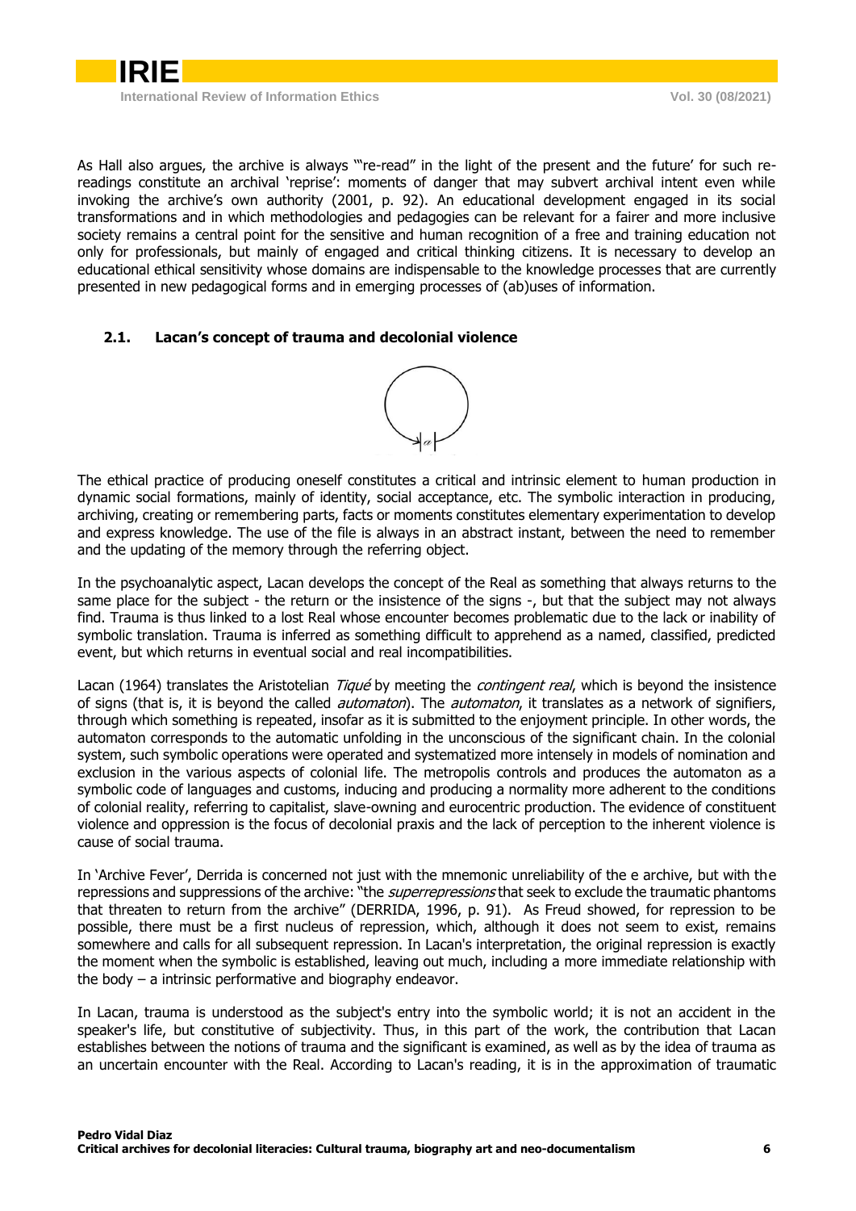As Hall also argues, the archive is always '"re-read" in the light of the present and the future' for such re-readings constitute an archival 'reprise': moments of danger that may subvert archival intent even while invoking the archive's own authority (2001, p. 92). An educational development engaged in its social transformations and in which methodologies and pedagogies can be relevant for a fairer and more inclusive society remains a central point for the sensitive and human recognition of a free and training education not only for professionals, but mainly of engaged and critical thinking citizens. It is necessary to develop an educational ethical sensitivity whose domains are indispensable to the knowledge processes that are currently presented in new pedagogical forms and in emerging processes of (ab)uses of information.

### 2.1. Lacan's concept of trauma and decolonial violence

The ethical practice of producing oneself constitutes a critical and intrinsic element to human production in dynamic social formations, mainly of identity, social acceptance, etc. The symbolic interaction in producing, archiving, creating or remembering parts, facts or moments constitutes elementary experimentation to develop and express knowledge. The use of the file is always in an abstract instant, between the need to remember and the updating of the memory through the referring object.

In the psychoanalytic aspect, Lacan develops the concept of the Real as something that always returns to the same place for the subject - the return or the insistence of the signs -, but that the subject may not always find. Trauma is thus linked to a lost Real whose encounter becomes problematic due to the lack or inability of symbolic translation. Trauma is inferred as something difficult to apprehend as a named, classified, predicted event, but which returns in eventual social and real incompatibilities.

Lacan (1964) translates the Aristotelian *Tiqué* by meeting the *contingent real*, which is beyond the insistence of signs (that is, it is beyond the called *automaton*). The *automaton*, it translates as a network of signifiers, through which something is repeated, insofar as it is submitted to the enjoyment principle. In other words, the automaton corresponds to the automatic unfolding in the unconscious of the significant chain. In the colonial system, such symbolic operations were operated and systematized more intensely in models of nomination and exclusion in the various aspects of colonial life. The metropolis controls and produces the automaton as a symbolic code of languages and customs, inducing and producing a normality more adherent to the conditions of colonial reality, referring to capitalist, slave-owning and eurocentric production. The evidence of constituent violence and oppression is the focus of decolonial praxis and the lack of perception to the inherent violence is cause of social trauma.

In 'Archive Fever', Derrida is concerned not just with the mnemonic unreliability of the e archive, but with the repressions and suppressions of the archive: "the *superrepressions* that seek to exclude the traumatic phantoms that threaten to return from the archive" (DERRIDA, 1996, p. 91). As Freud showed, for repression to be possible, there must be a first nucleus of repression, which, although it does not seem to exist, remains somewhere and calls for all subsequent repression. In Lacan's interpretation, the original repression is exactly the moment when the symbolic is established, leaving out much, including a more immediate relationship with the body – a intrinsic performative and biography endeavor.

In Lacan, trauma is understood as the subject's entry into the symbolic world; it is not an accident in the speaker's life, but constitutive of subjectivity. Thus, in this part of the work, the contribution that Lacan establishes between the notions of trauma and the significant is examined, as well as by the idea of trauma as an uncertain encounter with the Real. According to Lacan's reading, it is in the approximation of traumatic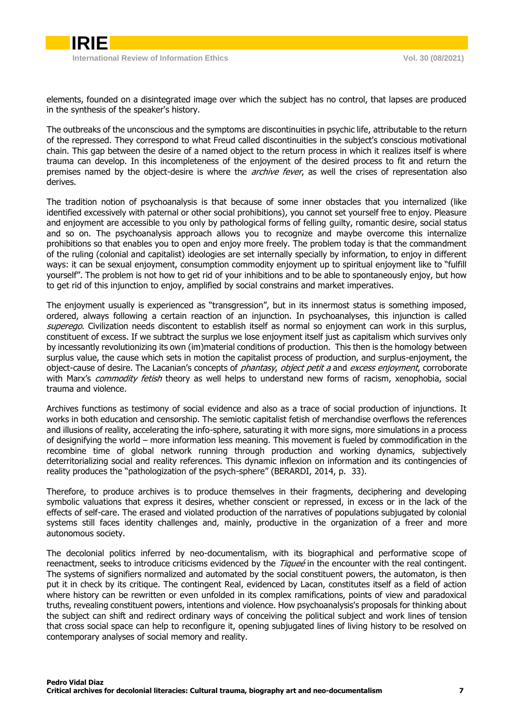elements, founded on a disintegrated image over which the subject has no control, that lapses are produced in the synthesis of the speaker's history.

The outbreaks of the unconscious and the symptoms are discontinuities in psychic life, attributable to the return of the repressed. They correspond to what Freud called discontinuities in the subject's conscious motivational chain. This gap between the desire of a named object to the return process in which it realizes itself is where trauma can develop. In this incompleteness of the enjoyment of the desired process to fit and return the premises named by the object-desire is where the *archive fever*, as well the crises of representation also derives.

The tradition notion of psychoanalysis is that because of some inner obstacles that you internalized (like identified excessively with paternal or other social prohibitions), you cannot set yourself free to enjoy. Pleasure and enjoyment are accessible to you only by pathological forms of felling guilty, romantic desire, social status and so on. The psychoanalysis approach allows you to recognize and maybe overcome this internalize prohibitions so that enables you to open and enjoy more freely. The problem today is that the commandment of the ruling (colonial and capitalist) ideologies are set internally specially by information, to enjoy in different ways: it can be sexual enjoyment, consumption commodity enjoyment up to spiritual enjoyment like to "fulfill yourself". The problem is not how to get rid of your inhibitions and to be able to spontaneously enjoy, but how to get rid of this injunction to enjoy, amplified by social constrains and market imperatives.

The enjoyment usually is experienced as "transgression", but in its innermost status is something imposed, ordered, always following a certain reaction of an injunction. In psychoanalyses, this injunction is called *superego*. Civilization needs discontent to establish itself as normal so enjoyment can work in this surplus, constituent of excess. If we subtract the surplus we lose enjoyment itself just as capitalism which survives only by incessantly revolutionizing its own (im)material conditions of production. This then is the homology between surplus value, the cause which sets in motion the capitalist process of production, and surplus-enjoyment, the object-cause of desire. The Lacanian's concepts of *phantasy*, *object petit a* and *excess enjoyment*, corroborate with Marx's *commodity fetish* theory as well helps to understand new forms of racism, xenophobia, social trauma and violence.

Archives functions as testimony of social evidence and also as a trace of social production of injunctions. It works in both education and censorship. The semiotic capitalist fetish of merchandise overflows the references and illusions of reality, accelerating the info-sphere, saturating it with more signs, more simulations in a process of designifying the world – more information less meaning. This movement is fueled by commodification in the recombine time of global network running through production and working dynamics, subjectively deterritorializing social and reality references. This dynamic inflexion on information and its contingencies of reality produces the "pathologization of the psych-sphere" (BERARDI, 2014, p. 33).

Therefore, to produce archives is to produce themselves in their fragments, deciphering and developing symbolic valuations that express it desires, whether conscient or repressed, in excess or in the lack of the effects of self-care. The erased and violated production of the narratives of populations subjugated by colonial systems still faces identity challenges and, mainly, productive in the organization of a freer and more autonomous society.

The decolonial politics inferred by neo-documentalism, with its biographical and performative scope of reenactment, seeks to introduce criticisms evidenced by the *Tiqueé* in the encounter with the real contingent. The systems of signifiers normalized and automated by the social constituent powers, the automaton, is then put it in check by its critique. The contingent Real, evidenced by Lacan, constitutes itself as a field of action where history can be rewritten or even unfolded in its complex ramifications, points of view and paradoxical truths, revealing constituent powers, intentions and violence. How psychoanalysis's proposals for thinking about the subject can shift and redirect ordinary ways of conceiving the political subject and work lines of tension that cross social space can help to reconfigure it, opening subjugated lines of living history to be resolved on contemporary analyses of social memory and reality.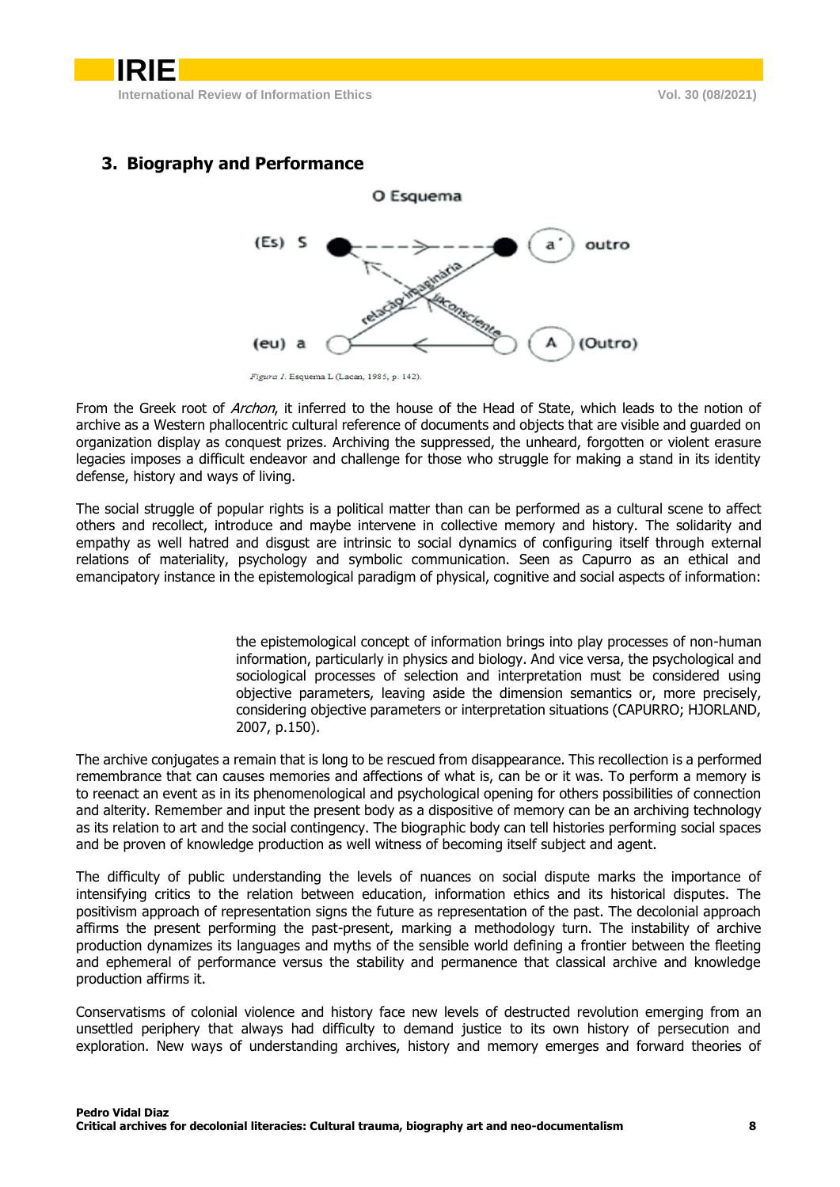## 3. Biography and Performance

O Esquema

(Es) S — a' outro

relação imaginária — inconsciente

(eu) a — A (Outro)

*Figura 1.* Esquema L (Lacan, 1985, p. 142).

From the Greek root of *Archon*, it inferred to the house of the Head of State, which leads to the notion of archive as a Western phallocentric cultural reference of documents and objects that are visible and guarded on organization display as conquest prizes. Archiving the suppressed, the unheard, forgotten or violent erasure legacies imposes a difficult endeavor and challenge for those who struggle for making a stand in its identity defense, history and ways of living.

The social struggle of popular rights is a political matter than can be performed as a cultural scene to affect others and recollect, introduce and maybe intervene in collective memory and history. The solidarity and empathy as well hatred and disgust are intrinsic to social dynamics of configuring itself through external relations of materiality, psychology and symbolic communication. Seen as Capurro as an ethical and emancipatory instance in the epistemological paradigm of physical, cognitive and social aspects of information:

> the epistemological concept of information brings into play processes of non-human information, particularly in physics and biology. And vice versa, the psychological and sociological processes of selection and interpretation must be considered using objective parameters, leaving aside the dimension semantics or, more precisely, considering objective parameters or interpretation situations (CAPURRO; HJORLAND, 2007, p.150).

The archive conjugates a remain that is long to be rescued from disappearance. This recollection is a performed remembrance that can causes memories and affections of what is, can be or it was. To perform a memory is to reenact an event as in its phenomenological and psychological opening for others possibilities of connection and alterity. Remember and input the present body as a dispositive of memory can be an archiving technology as its relation to art and the social contingency. The biographic body can tell histories performing social spaces and be proven of knowledge production as well witness of becoming itself subject and agent.

The difficulty of public understanding the levels of nuances on social dispute marks the importance of intensifying critics to the relation between education, information ethics and its historical disputes. The positivism approach of representation signs the future as representation of the past. The decolonial approach affirms the present performing the past-present, marking a methodology turn. The instability of archive production dynamizes its languages and myths of the sensible world defining a frontier between the fleeting and ephemeral of performance versus the stability and permanence that classical archive and knowledge production affirms it.

Conservatisms of colonial violence and history face new levels of destructed revolution emerging from an unsettled periphery that always had difficulty to demand justice to its own history of persecution and exploration. New ways of understanding archives, history and memory emerges and forward theories of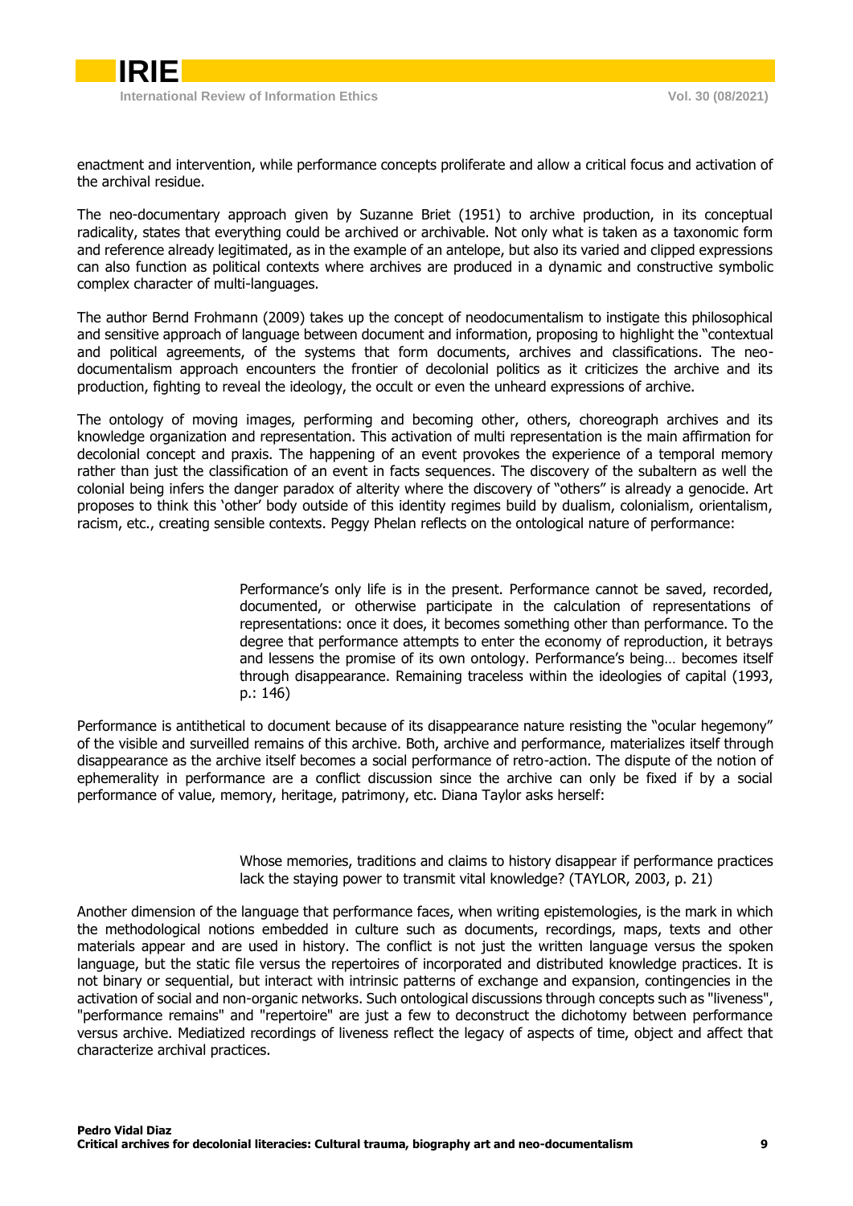enactment and intervention, while performance concepts proliferate and allow a critical focus and activation of the archival residue.

The neo-documentary approach given by Suzanne Briet (1951) to archive production, in its conceptual radicality, states that everything could be archived or archivable. Not only what is taken as a taxonomic form and reference already legitimated, as in the example of an antelope, but also its varied and clipped expressions can also function as political contexts where archives are produced in a dynamic and constructive symbolic complex character of multi-languages.

The author Bernd Frohmann (2009) takes up the concept of neodocumentalism to instigate this philosophical and sensitive approach of language between document and information, proposing to highlight the "contextual and political agreements, of the systems that form documents, archives and classifications. The neo-documentalism approach encounters the frontier of decolonial politics as it criticizes the archive and its production, fighting to reveal the ideology, the occult or even the unheard expressions of archive.

The ontology of moving images, performing and becoming other, others, choreograph archives and its knowledge organization and representation. This activation of multi representation is the main affirmation for decolonial concept and praxis. The happening of an event provokes the experience of a temporal memory rather than just the classification of an event in facts sequences. The discovery of the subaltern as well the colonial being infers the danger paradox of alterity where the discovery of "others" is already a genocide. Art proposes to think this 'other' body outside of this identity regimes build by dualism, colonialism, orientalism, racism, etc., creating sensible contexts. Peggy Phelan reflects on the ontological nature of performance:

> Performance's only life is in the present. Performance cannot be saved, recorded, documented, or otherwise participate in the calculation of representations of representations: once it does, it becomes something other than performance. To the degree that performance attempts to enter the economy of reproduction, it betrays and lessens the promise of its own ontology. Performance's being… becomes itself through disappearance. Remaining traceless within the ideologies of capital (1993, p.: 146)

Performance is antithetical to document because of its disappearance nature resisting the "ocular hegemony" of the visible and surveilled remains of this archive. Both, archive and performance, materializes itself through disappearance as the archive itself becomes a social performance of retro-action. The dispute of the notion of ephemerality in performance are a conflict discussion since the archive can only be fixed if by a social performance of value, memory, heritage, patrimony, etc. Diana Taylor asks herself:

> Whose memories, traditions and claims to history disappear if performance practices lack the staying power to transmit vital knowledge? (TAYLOR, 2003, p. 21)

Another dimension of the language that performance faces, when writing epistemologies, is the mark in which the methodological notions embedded in culture such as documents, recordings, maps, texts and other materials appear and are used in history. The conflict is not just the written language versus the spoken language, but the static file versus the repertoires of incorporated and distributed knowledge practices. It is not binary or sequential, but interact with intrinsic patterns of exchange and expansion, contingencies in the activation of social and non-organic networks. Such ontological discussions through concepts such as "liveness", "performance remains" and "repertoire" are just a few to deconstruct the dichotomy between performance versus archive. Mediatized recordings of liveness reflect the legacy of aspects of time, object and affect that characterize archival practices.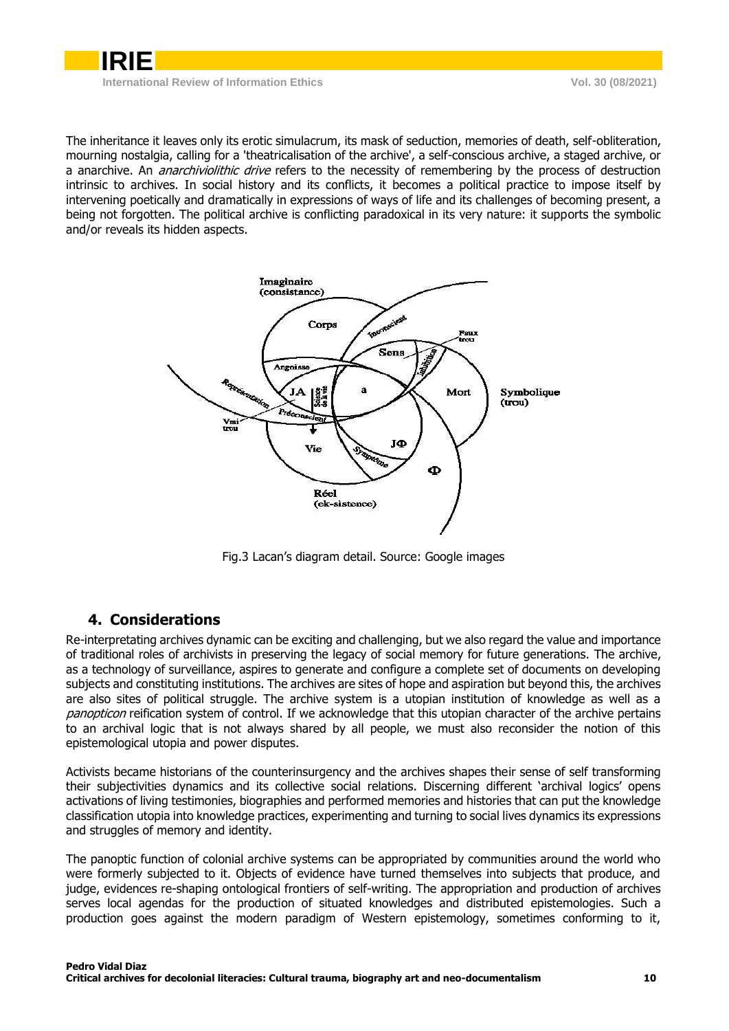The inheritance it leaves only its erotic simulacrum, its mask of seduction, memories of death, self-obliteration, mourning nostalgia, calling for a 'theatricalisation of the archive', a self-conscious archive, a staged archive, or a anarchive. An *anarchiviolithic drive* refers to the necessity of remembering by the process of destruction intrinsic to archives. In social history and its conflicts, it becomes a political practice to impose itself by intervening poetically and dramatically in expressions of ways of life and its challenges of becoming present, a being not forgotten. The political archive is conflicting paradoxical in its very nature: it supports the symbolic and/or reveals its hidden aspects.

Fig.3 Lacan's diagram detail. Source: Google images

## 4. Considerations

Re-interpretating archives dynamic can be exciting and challenging, but we also regard the value and importance of traditional roles of archivists in preserving the legacy of social memory for future generations. The archive, as a technology of surveillance, aspires to generate and configure a complete set of documents on developing subjects and constituting institutions. The archives are sites of hope and aspiration but beyond this, the archives are also sites of political struggle. The archive system is a utopian institution of knowledge as well as a *panopticon* reification system of control. If we acknowledge that this utopian character of the archive pertains to an archival logic that is not always shared by all people, we must also reconsider the notion of this epistemological utopia and power disputes.

Activists became historians of the counterinsurgency and the archives shapes their sense of self transforming their subjectivities dynamics and its collective social relations. Discerning different 'archival logics' opens activations of living testimonies, biographies and performed memories and histories that can put the knowledge classification utopia into knowledge practices, experimenting and turning to social lives dynamics its expressions and struggles of memory and identity.

The panoptic function of colonial archive systems can be appropriated by communities around the world who were formerly subjected to it. Objects of evidence have turned themselves into subjects that produce, and judge, evidences re-shaping ontological frontiers of self-writing. The appropriation and production of archives serves local agendas for the production of situated knowledges and distributed epistemologies. Such a production goes against the modern paradigm of Western epistemology, sometimes conforming to it,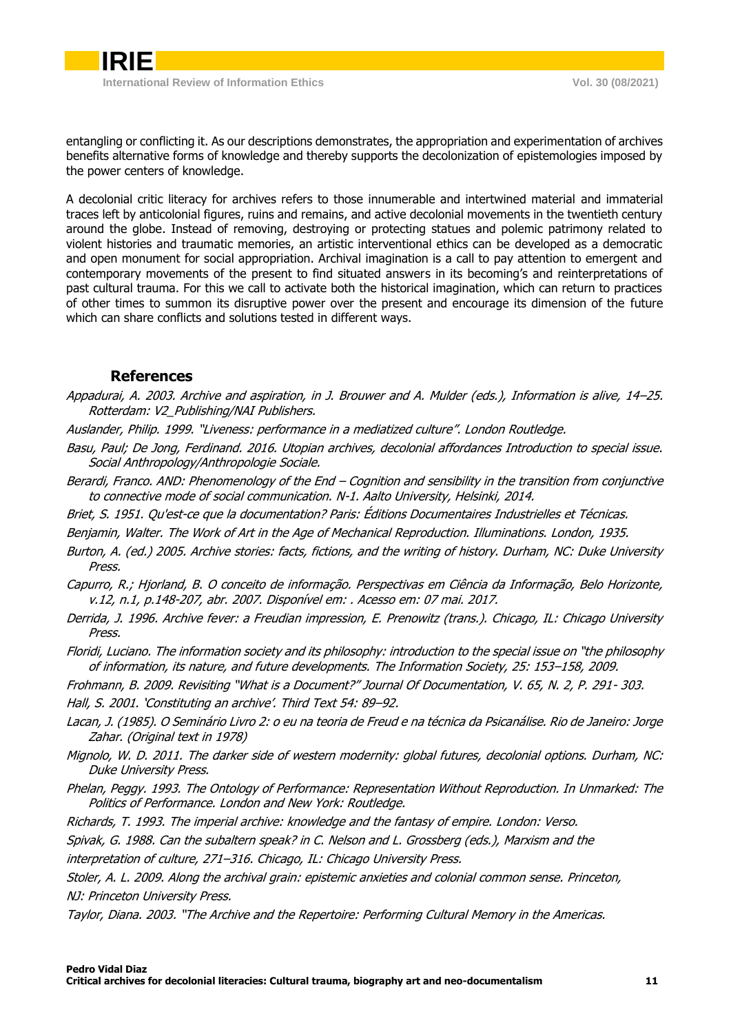entangling or conflicting it. As our descriptions demonstrates, the appropriation and experimentation of archives benefits alternative forms of knowledge and thereby supports the decolonization of epistemologies imposed by the power centers of knowledge.

A decolonial critic literacy for archives refers to those innumerable and intertwined material and immaterial traces left by anticolonial figures, ruins and remains, and active decolonial movements in the twentieth century around the globe. Instead of removing, destroying or protecting statues and polemic patrimony related to violent histories and traumatic memories, an artistic interventional ethics can be developed as a democratic and open monument for social appropriation. Archival imagination is a call to pay attention to emergent and contemporary movements of the present to find situated answers in its becoming's and reinterpretations of past cultural trauma. For this we call to activate both the historical imagination, which can return to practices of other times to summon its disruptive power over the present and encourage its dimension of the future which can share conflicts and solutions tested in different ways.

## References

*Appadurai, A. 2003. Archive and aspiration, in J. Brouwer and A. Mulder (eds.), Information is alive, 14–25. Rotterdam: V2_Publishing/NAI Publishers.*

*Auslander, Philip. 1999. "Liveness: performance in a mediatized culture". London Routledge.*

*Basu, Paul; De Jong, Ferdinand. 2016. Utopian archives, decolonial affordances Introduction to special issue. Social Anthropology/Anthropologie Sociale.*

*Berardi, Franco. AND: Phenomenology of the End – Cognition and sensibility in the transition from conjunctive to connective mode of social communication. N-1. Aalto University, Helsinki, 2014.*

*Briet, S. 1951. Qu'est-ce que la documentation? Paris: Éditions Documentaires Industrielles et Técnicas.*

*Benjamin, Walter. The Work of Art in the Age of Mechanical Reproduction. Illuminations. London, 1935.*

*Burton, A. (ed.) 2005. Archive stories: facts, fictions, and the writing of history. Durham, NC: Duke University Press.*

*Capurro, R.; Hjorland, B. O conceito de informação. Perspectivas em Ciência da Informação, Belo Horizonte, v.12, n.1, p.148-207, abr. 2007. Disponível em: . Acesso em: 07 mai. 2017.*

*Derrida, J. 1996. Archive fever: a Freudian impression, E. Prenowitz (trans.). Chicago, IL: Chicago University Press.*

*Floridi, Luciano. The information society and its philosophy: introduction to the special issue on "the philosophy of information, its nature, and future developments. The Information Society, 25: 153–158, 2009.*

*Frohmann, B. 2009. Revisiting "What is a Document?" Journal Of Documentation, V. 65, N. 2, P. 291- 303.*

*Hall, S. 2001. 'Constituting an archive'. Third Text 54: 89–92.*

*Lacan, J. (1985). O Seminário Livro 2: o eu na teoria de Freud e na técnica da Psicanálise. Rio de Janeiro: Jorge Zahar. (Original text in 1978)*

*Mignolo, W. D. 2011. The darker side of western modernity: global futures, decolonial options. Durham, NC: Duke University Press.*

*Phelan, Peggy. 1993. The Ontology of Performance: Representation Without Reproduction. In Unmarked: The Politics of Performance. London and New York: Routledge.*

*Richards, T. 1993. The imperial archive: knowledge and the fantasy of empire. London: Verso.*

*Spivak, G. 1988. Can the subaltern speak? in C. Nelson and L. Grossberg (eds.), Marxism and the interpretation of culture, 271–316. Chicago, IL: Chicago University Press.*

*Stoler, A. L. 2009. Along the archival grain: epistemic anxieties and colonial common sense. Princeton, NJ: Princeton University Press.*

*Taylor, Diana. 2003. "The Archive and the Repertoire: Performing Cultural Memory in the Americas.*